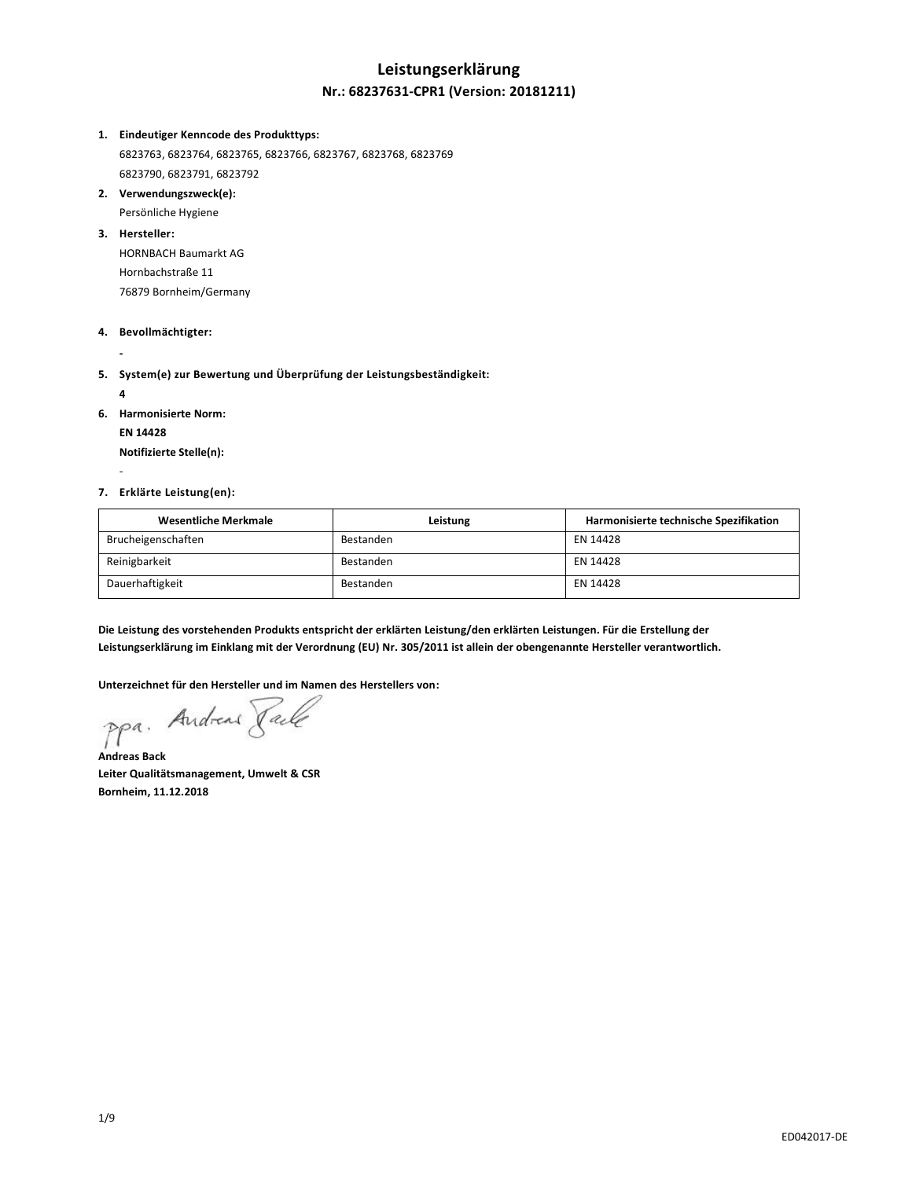# Leistungserklärung

## Nr.: 68237631-CPR1 (Version: 20181211)

1. **Eindeutiger Kenncode des Produkttyps:**
   6823763, 6823764, 6823765, 6823766, 6823767, 6823768, 6823769
   6823790, 6823791, 6823792
2. **Verwendungszweck(e):**
   Persönliche Hygiene
3. **Hersteller:**
   HORNBACH Baumarkt AG
   Hornbachstraße 11
   76879 Bornheim/Germany
4. **Bevollmächtigter:**
   **-**
5. **System(e) zur Bewertung und Überprüfung der Leistungsbeständigkeit:**
   **4**
6. **Harmonisierte Norm:**
   **EN 14428**
   **Notifizierte Stelle(n):**
   -
7. **Erklärte Leistung(en):**

| Wesentliche Merkmale | Leistung | Harmonisierte technische Spezifikation |
|---|---|---|
| Brucheigenschaften | Bestanden | EN 14428 |
| Reinigbarkeit | Bestanden | EN 14428 |
| Dauerhaftigkeit | Bestanden | EN 14428 |

**Die Leistung des vorstehenden Produkts entspricht der erklärten Leistung/den erklärten Leistungen. Für die Erstellung der Leistungserklärung im Einklang mit der Verordnung (EU) Nr. 305/2011 ist allein der obengenannte Hersteller verantwortlich.**

**Unterzeichnet für den Hersteller und im Namen des Herstellers von:**

ppa. Andreas Back

**Andreas Back**
**Leiter Qualitätsmanagement, Umwelt & CSR**
**Bornheim, 11.12.2018**

ED042017-DE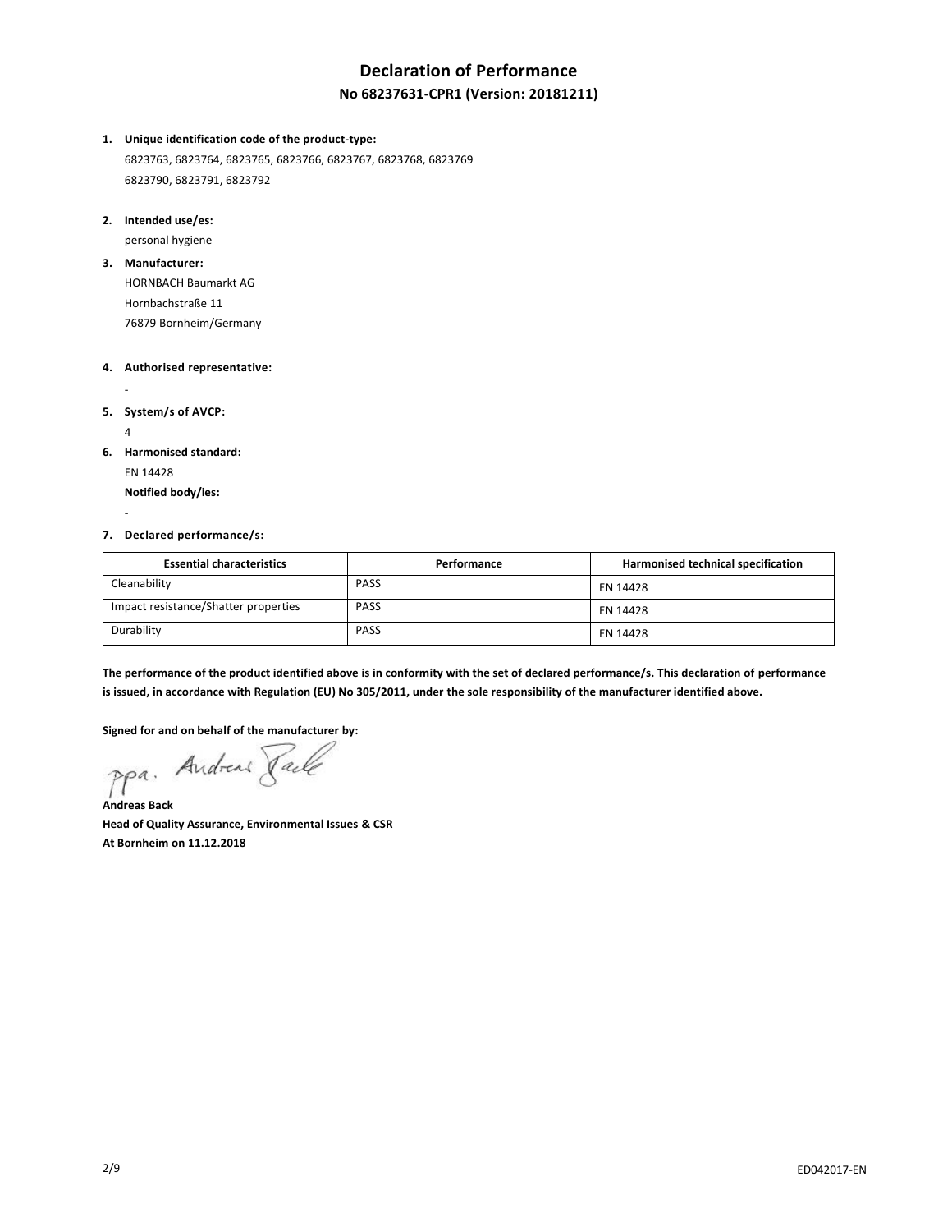# Declaration of Performance

## No 68237631-CPR1 (Version: 20181211)

1. **Unique identification code of the product-type:**
   6823763, 6823764, 6823765, 6823766, 6823767, 6823768, 6823769
   6823790, 6823791, 6823792

2. **Intended use/es:**
   personal hygiene

3. **Manufacturer:**
   HORNBACH Baumarkt AG
   Hornbachstraße 11
   76879 Bornheim/Germany

4. **Authorised representative:**
   -

5. **System/s of AVCP:**
   4

6. **Harmonised standard:**
   EN 14428
   **Notified body/ies:**
   -

7. **Declared performance/s:**

| Essential characteristics | Performance | Harmonised technical specification |
|---|---|---|
| Cleanability | PASS | EN 14428 |
| Impact resistance/Shatter properties | PASS | EN 14428 |
| Durability | PASS | EN 14428 |

**The performance of the product identified above is in conformity with the set of declared performance/s. This declaration of performance is issued, in accordance with Regulation (EU) No 305/2011, under the sole responsibility of the manufacturer identified above.**

**Signed for and on behalf of the manufacturer by:**

ppa. Andreas Back

**Andreas Back**
**Head of Quality Assurance, Environmental Issues & CSR**
**At Bornheim on 11.12.2018**

ED042017-EN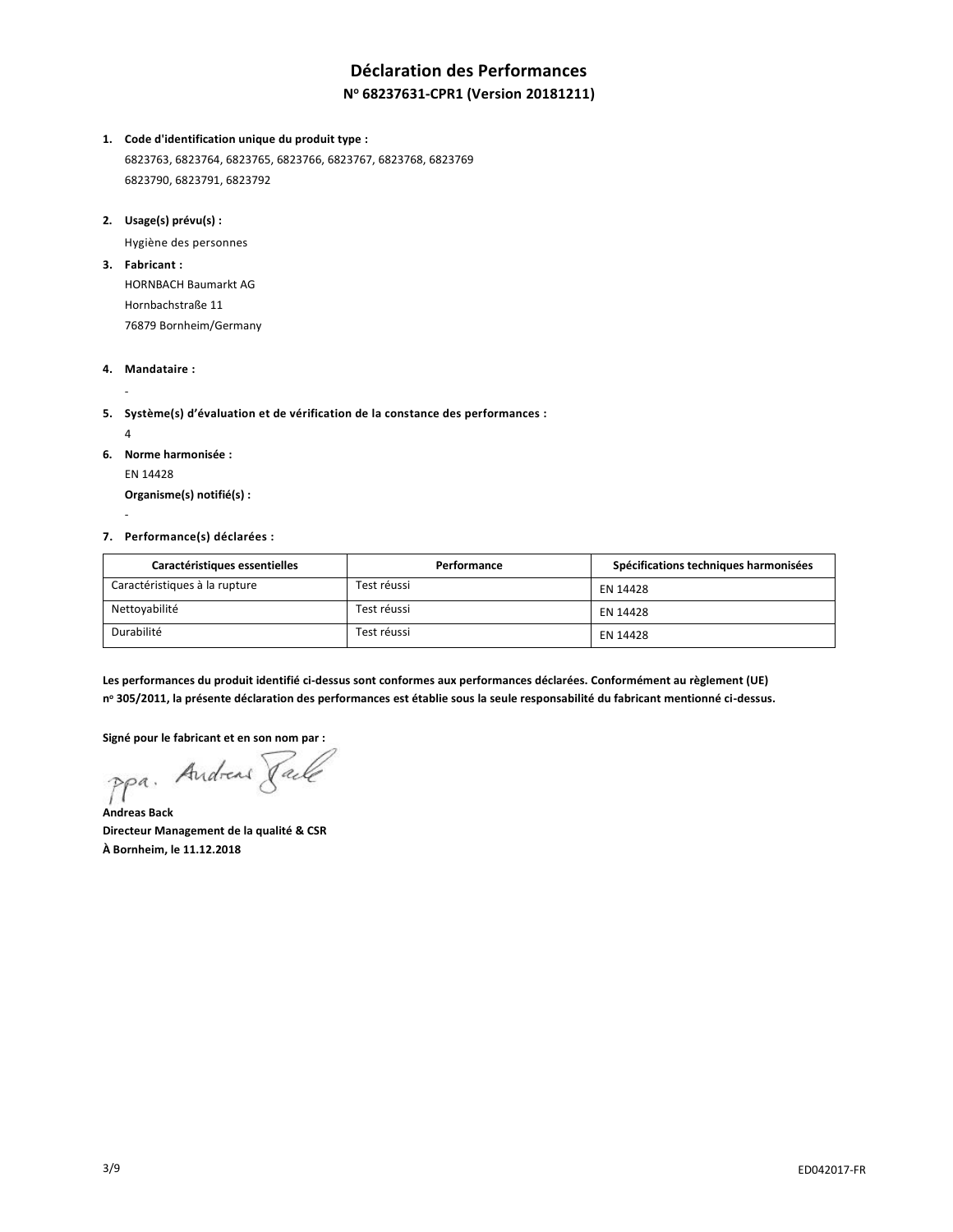# Déclaration des Performances

## N° 68237631-CPR1 (Version 20181211)

1. **Code d'identification unique du produit type :**

   6823763, 6823764, 6823765, 6823766, 6823767, 6823768, 6823769
   6823790, 6823791, 6823792

2. **Usage(s) prévu(s) :**

   Hygiène des personnes

3. **Fabricant :**

   HORNBACH Baumarkt AG
   Hornbachstraße 11
   76879 Bornheim/Germany

4. **Mandataire :**

   -

5. **Système(s) d'évaluation et de vérification de la constance des performances :**

   4

6. **Norme harmonisée :**

   EN 14428

   **Organisme(s) notifié(s) :**

   -

7. **Performance(s) déclarées :**

| Caractéristiques essentielles | Performance | Spécifications techniques harmonisées |
| --- | --- | --- |
| Caractéristiques à la rupture | Test réussi | EN 14428 |
| Nettoyabilité | Test réussi | EN 14428 |
| Durabilité | Test réussi | EN 14428 |

**Les performances du produit identifié ci-dessus sont conformes aux performances déclarées. Conformément au règlement (UE) n° 305/2011, la présente déclaration des performances est établie sous la seule responsabilité du fabricant mentionné ci-dessus.**

**Signé pour le fabricant et en son nom par :**

ppa. Andreas Back

**Andreas Back**
**Directeur Management de la qualité & CSR**
**À Bornheim, le 11.12.2018**

ED042017-FR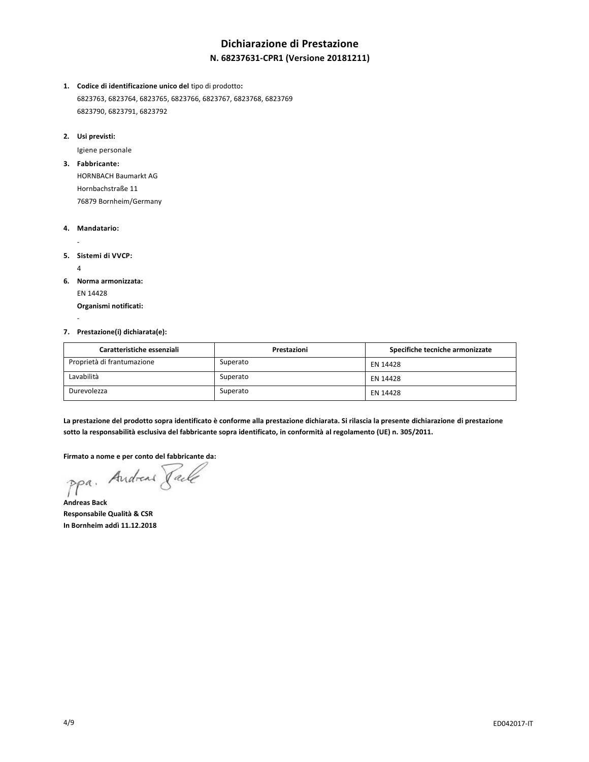# Dichiarazione di Prestazione

## N. 68237631-CPR1 (Versione 20181211)

1. **Codice di identificazione unico del** tipo di prodotto**:**
   6823763, 6823764, 6823765, 6823766, 6823767, 6823768, 6823769
   6823790, 6823791, 6823792

2. **Usi previsti:**
   Igiene personale

3. **Fabbricante:**
   HORNBACH Baumarkt AG
   Hornbachstraße 11
   76879 Bornheim/Germany

4. **Mandatario:**
   -

5. **Sistemi di VVCP:**
   4

6. **Norma armonizzata:**
   EN 14428
   **Organismi notificati:**
   -

7. **Prestazione(i) dichiarata(e):**

| Caratteristiche essenziali | Prestazioni | Specifiche tecniche armonizzate |
|---|---|---|
| Proprietà di frantumazione | Superato | EN 14428 |
| Lavabilità | Superato | EN 14428 |
| Durevolezza | Superato | EN 14428 |

**La prestazione del prodotto sopra identificato è conforme alla prestazione dichiarata. Si rilascia la presente dichiarazione di prestazione sotto la responsabilità esclusiva del fabbricante sopra identificato, in conformità al regolamento (UE) n. 305/2011.**

**Firmato a nome e per conto del fabbricante da:**

ppa. Andreas Back

**Andreas Back**
**Responsabile Qualità & CSR**
**In Bornheim addì 11.12.2018**

ED042017-IT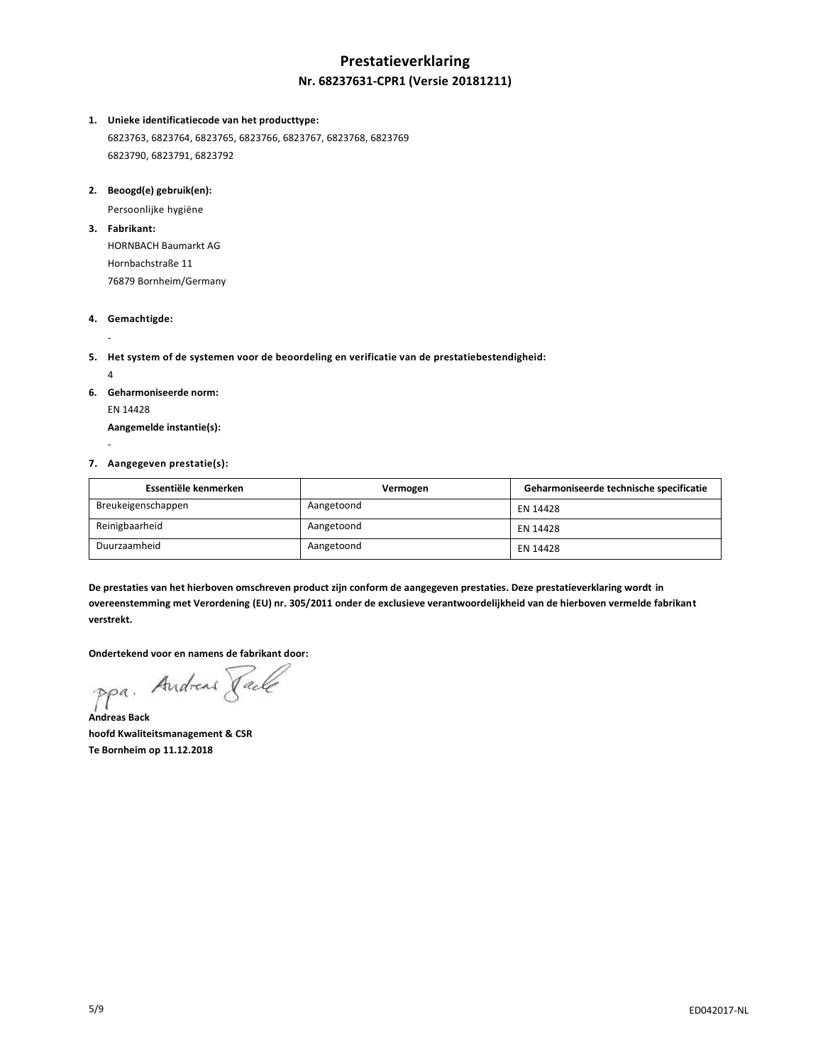# Prestatieverklaring

## Nr. 68237631-CPR1 (Versie 20181211)

1. **Unieke identificatiecode van het producttype:**
   6823763, 6823764, 6823765, 6823766, 6823767, 6823768, 6823769
   6823790, 6823791, 6823792

2. **Beoogd(e) gebruik(en):**
   Persoonlijke hygiëne

3. **Fabrikant:**
   HORNBACH Baumarkt AG
   Hornbachstraße 11
   76879 Bornheim/Germany

4. **Gemachtigde:**
   -

5. **Het system of de systemen voor de beoordeling en verificatie van de prestatiebestendigheid:**
   4

6. **Geharmoniseerde norm:**
   EN 14428
   **Aangemelde instantie(s):**
   -

7. **Aangegeven prestatie(s):**

| Essentiële kenmerken | Vermogen | Geharmoniseerde technische specificatie |
|---|---|---|
| Breukeigenschappen | Aangetoond | EN 14428 |
| Reinigbaarheid | Aangetoond | EN 14428 |
| Duurzaamheid | Aangetoond | EN 14428 |

**De prestaties van het hierboven omschreven product zijn conform de aangegeven prestaties. Deze prestatieverklaring wordt in overeenstemming met Verordening (EU) nr. 305/2011 onder de exclusieve verantwoordelijkheid van de hierboven vermelde fabrikant verstrekt.**

**Ondertekend voor en namens de fabrikant door:**

ppa. Andreas Back

**Andreas Back**
**hoofd Kwaliteitsmanagement & CSR**
**Te Bornheim op 11.12.2018**

ED042017-NL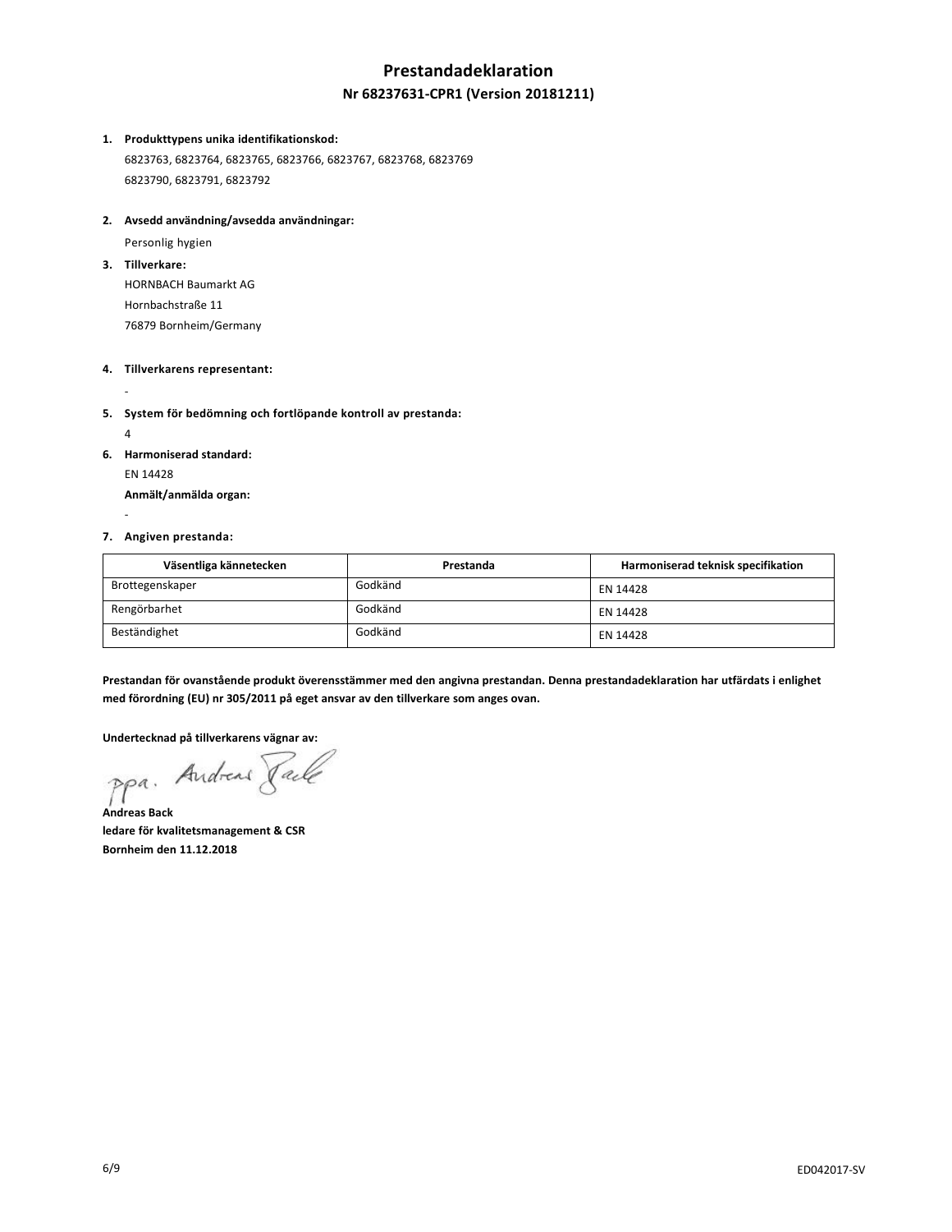# Prestandadeklaration

## Nr 68237631-CPR1 (Version 20181211)

1. **Produkttypens unika identifikationskod:**
   6823763, 6823764, 6823765, 6823766, 6823767, 6823768, 6823769
   6823790, 6823791, 6823792

2. **Avsedd användning/avsedda användningar:**
   Personlig hygien

3. **Tillverkare:**
   HORNBACH Baumarkt AG
   Hornbachstraße 11
   76879 Bornheim/Germany

4. **Tillverkarens representant:**
   -

5. **System för bedömning och fortlöpande kontroll av prestanda:**
   4

6. **Harmoniserad standard:**
   EN 14428
   **Anmält/anmälda organ:**
   -

7. **Angiven prestanda:**

| Väsentliga kännetecken | Prestanda | Harmoniserad teknisk specifikation |
|---|---|---|
| Brottegenskaper | Godkänd | EN 14428 |
| Rengörbarhet | Godkänd | EN 14428 |
| Beständighet | Godkänd | EN 14428 |

**Prestandan för ovanstående produkt överensstämmer med den angivna prestandan. Denna prestandadeklaration har utfärdats i enlighet med förordning (EU) nr 305/2011 på eget ansvar av den tillverkare som anges ovan.**

**Undertecknad på tillverkarens vägnar av:**

ppa. Andreas Back

**Andreas Back**
**ledare för kvalitetsmanagement & CSR**
**Bornheim den 11.12.2018**

ED042017-SV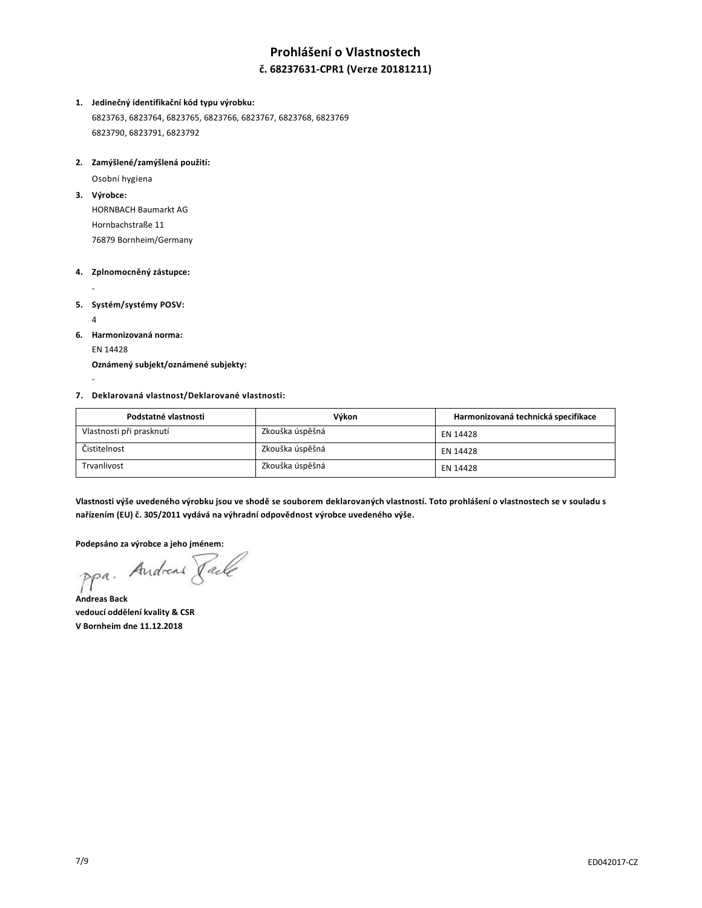# Prohlášení o Vlastnostech

## č. 68237631-CPR1 (Verze 20181211)

1. **Jedinečný identifikační kód typu výrobku:**
   6823763, 6823764, 6823765, 6823766, 6823767, 6823768, 6823769
   6823790, 6823791, 6823792

2. **Zamýšlené/zamýšlená použití:**
   Osobní hygiena

3. **Výrobce:**
   HORNBACH Baumarkt AG
   Hornbachstraße 11
   76879 Bornheim/Germany

4. **Zplnomocněný zástupce:**
   -

5. **Systém/systémy POSV:**
   4

6. **Harmonizovaná norma:**
   EN 14428
   **Oznámený subjekt/oznámené subjekty:**
   -

7. **Deklarovaná vlastnost/Deklarované vlastnosti:**

| Podstatné vlastnosti | Výkon | Harmonizovaná technická specifikace |
|---|---|---|
| Vlastnosti při prasknutí | Zkouška úspěšná | EN 14428 |
| Čistitelnost | Zkouška úspěšná | EN 14428 |
| Trvanlivost | Zkouška úspěšná | EN 14428 |

**Vlastnosti výše uvedeného výrobku jsou ve shodě se souborem deklarovaných vlastností. Toto prohlášení o vlastnostech se v souladu s nařízením (EU) č. 305/2011 vydává na výhradní odpovědnost výrobce uvedeného výše.**

**Podepsáno za výrobce a jeho jménem:**

ppa. Andreas Back

**Andreas Back**
**vedoucí oddělení kvality & CSR**
**V Bornheim dne 11.12.2018**

ED042017-CZ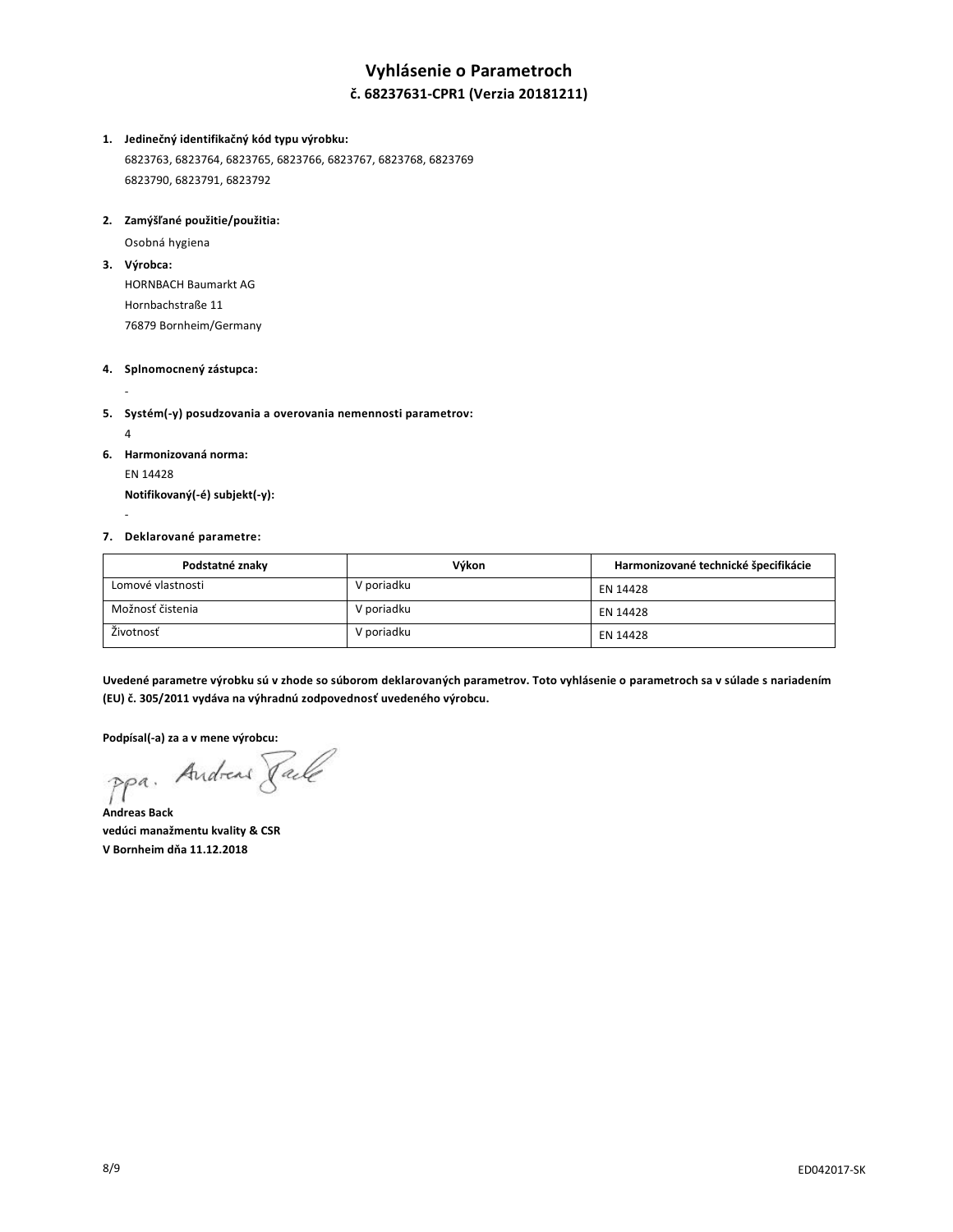# Vyhlásenie o Parametroch

## č. 68237631-CPR1 (Verzia 20181211)

1. **Jedinečný identifikačný kód typu výrobku:**
   6823763, 6823764, 6823765, 6823766, 6823767, 6823768, 6823769
   6823790, 6823791, 6823792

2. **Zamýšľané použitie/použitia:**
   Osobná hygiena

3. **Výrobca:**
   HORNBACH Baumarkt AG
   Hornbachstraße 11
   76879 Bornheim/Germany

4. **Splnomocnený zástupca:**
   -

5. **Systém(-y) posudzovania a overovania nemennosti parametrov:**
   4

6. **Harmonizovaná norma:**
   EN 14428
   **Notifikovaný(-é) subjekt(-y):**
   -

7. **Deklarované parametre:**

| Podstatné znaky | Výkon | Harmonizované technické špecifikácie |
|---|---|---|
| Lomové vlastnosti | V poriadku | EN 14428 |
| Možnosť čistenia | V poriadku | EN 14428 |
| Životnosť | V poriadku | EN 14428 |

**Uvedené parametre výrobku sú v zhode so súborom deklarovaných parametrov. Toto vyhlásenie o parametroch sa v súlade s nariadením (EU) č. 305/2011 vydáva na výhradnú zodpovednosť uvedeného výrobcu.**

**Podpísal(-a) za a v mene výrobcu:**

ppa. Andreas Back

**Andreas Back**
**vedúci manažmentu kvality & CSR**
**V Bornheim dňa 11.12.2018**

ED042017-SK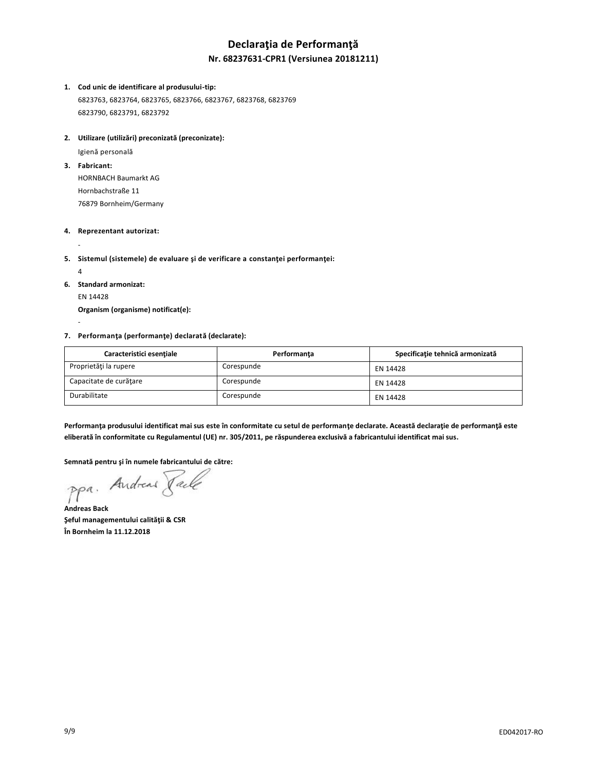# Declaraţia de Performanţă

## Nr. 68237631-CPR1 (Versiunea 20181211)

1. **Cod unic de identificare al produsului-tip:**
   6823763, 6823764, 6823765, 6823766, 6823767, 6823768, 6823769
   6823790, 6823791, 6823792

2. **Utilizare (utilizări) preconizată (preconizate):**
   Igienă personală

3. **Fabricant:**
   HORNBACH Baumarkt AG
   Hornbachstraße 11
   76879 Bornheim/Germany

4. **Reprezentant autorizat:**
   -

5. **Sistemul (sistemele) de evaluare şi de verificare a constanţei performanţei:**
   4

6. **Standard armonizat:**
   EN 14428
   **Organism (organisme) notificat(e):**
   -

7. **Performanţa (performanţe) declarată (declarate):**

| Caracteristici esenţiale | Performanţa | Specificaţie tehnică armonizată |
|---|---|---|
| Proprietăţi la rupere | Corespunde | EN 14428 |
| Capacitate de curăţare | Corespunde | EN 14428 |
| Durabilitate | Corespunde | EN 14428 |

**Performanţa produsului identificat mai sus este în conformitate cu setul de performanţe declarate. Această declaraţie de performanţă este eliberată în conformitate cu Regulamentul (UE) nr. 305/2011, pe răspunderea exclusivă a fabricantului identificat mai sus.**

**Semnată pentru şi în numele fabricantului de către:**

ppa. Andreas Back

**Andreas Back**
**Şeful managementului calităţii & CSR**
**În Bornheim la 11.12.2018**

ED042017-RO